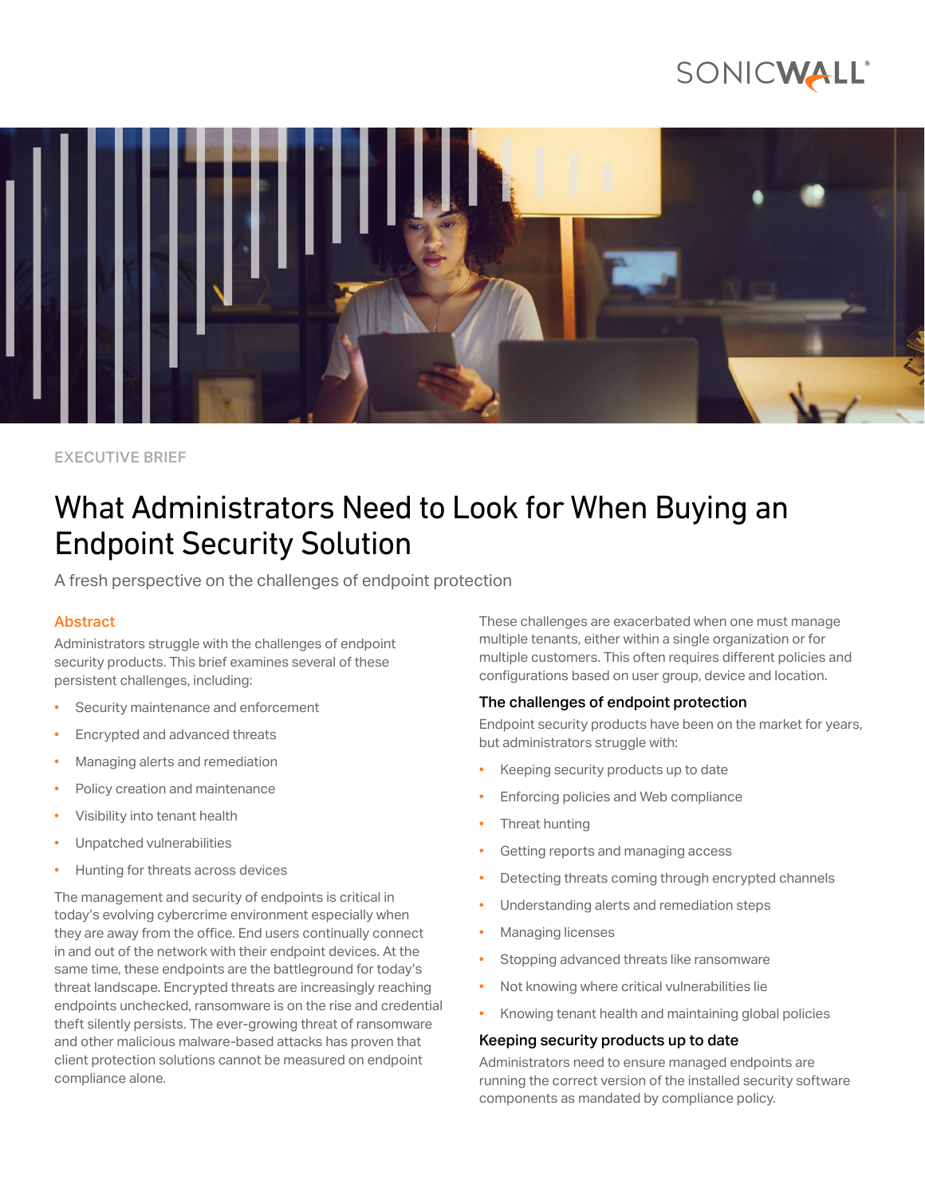EXECUTIVE BRIEF

# What Administrators Need to Look for When Buying an Endpoint Security Solution

A fresh perspective on the challenges of endpoint protection

## Abstract

Administrators struggle with the challenges of endpoint security products. This brief examines several of these persistent challenges, including:

- Security maintenance and enforcement
- Encrypted and advanced threats
- Managing alerts and remediation
- Policy creation and maintenance
- Visibility into tenant health
- Unpatched vulnerabilities
- Hunting for threats across devices

The management and security of endpoints is critical in today's evolving cybercrime environment especially when they are away from the office. End users continually connect in and out of the network with their endpoint devices. At the same time, these endpoints are the battleground for today's threat landscape. Encrypted threats are increasingly reaching endpoints unchecked, ransomware is on the rise and credential theft silently persists. The ever-growing threat of ransomware and other malicious malware-based attacks has proven that client protection solutions cannot be measured on endpoint compliance alone.

These challenges are exacerbated when one must manage multiple tenants, either within a single organization or for multiple customers. This often requires different policies and configurations based on user group, device and location.

## The challenges of endpoint protection

Endpoint security products have been on the market for years, but administrators struggle with:

- Keeping security products up to date
- Enforcing policies and Web compliance
- Threat hunting
- Getting reports and managing access
- Detecting threats coming through encrypted channels
- Understanding alerts and remediation steps
- Managing licenses
- Stopping advanced threats like ransomware
- Not knowing where critical vulnerabilities lie
- Knowing tenant health and maintaining global policies

## Keeping security products up to date

Administrators need to ensure managed endpoints are running the correct version of the installed security software components as mandated by compliance policy.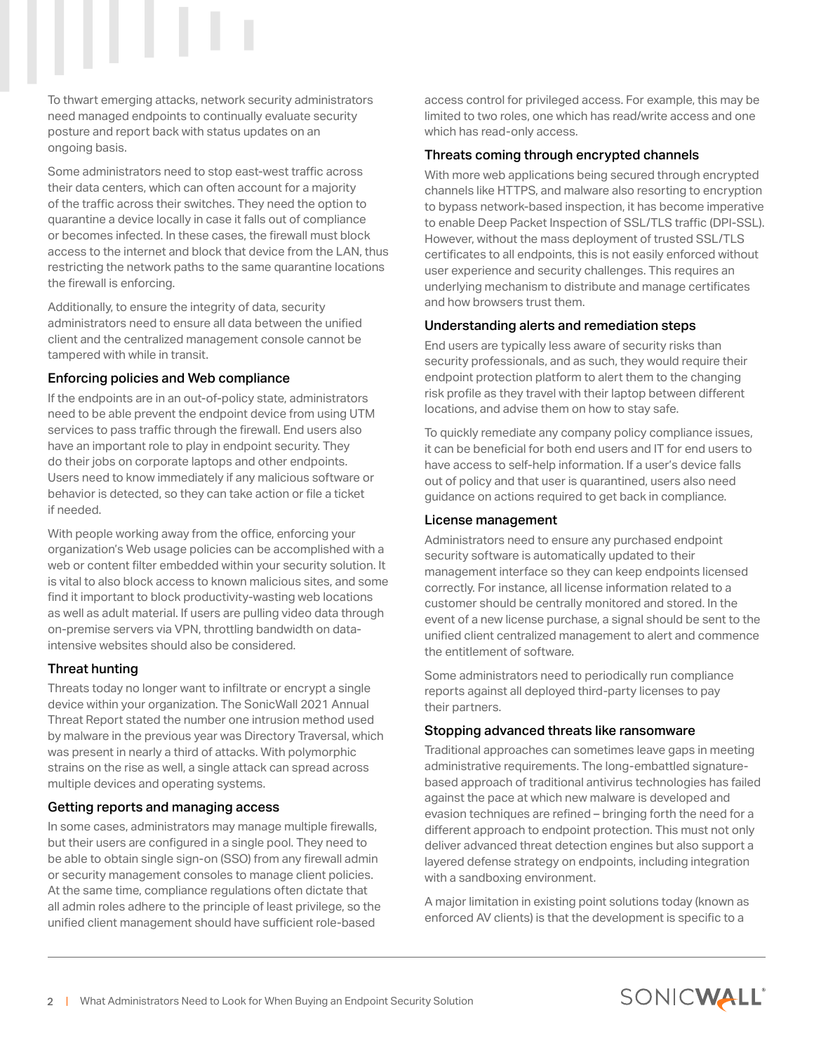To thwart emerging attacks, network security administrators need managed endpoints to continually evaluate security posture and report back with status updates on an ongoing basis.

Some administrators need to stop east-west traffic across their data centers, which can often account for a majority of the traffic across their switches. They need the option to quarantine a device locally in case it falls out of compliance or becomes infected. In these cases, the firewall must block access to the internet and block that device from the LAN, thus restricting the network paths to the same quarantine locations the firewall is enforcing.

Additionally, to ensure the integrity of data, security administrators need to ensure all data between the unified client and the centralized management console cannot be tampered with while in transit.

### Enforcing policies and Web compliance

If the endpoints are in an out-of-policy state, administrators need to be able prevent the endpoint device from using UTM services to pass traffic through the firewall. End users also have an important role to play in endpoint security. They do their jobs on corporate laptops and other endpoints. Users need to know immediately if any malicious software or behavior is detected, so they can take action or file a ticket if needed.

With people working away from the office, enforcing your organization's Web usage policies can be accomplished with a web or content filter embedded within your security solution. It is vital to also block access to known malicious sites, and some find it important to block productivity-wasting web locations as well as adult material. If users are pulling video data through on-premise servers via VPN, throttling bandwidth on data-intensive websites should also be considered.

### Threat hunting

Threats today no longer want to infiltrate or encrypt a single device within your organization. The SonicWall 2021 Annual Threat Report stated the number one intrusion method used by malware in the previous year was Directory Traversal, which was present in nearly a third of attacks. With polymorphic strains on the rise as well, a single attack can spread across multiple devices and operating systems.

### Getting reports and managing access

In some cases, administrators may manage multiple firewalls, but their users are configured in a single pool. They need to be able to obtain single sign-on (SSO) from any firewall admin or security management consoles to manage client policies. At the same time, compliance regulations often dictate that all admin roles adhere to the principle of least privilege, so the unified client management should have sufficient role-based access control for privileged access. For example, this may be limited to two roles, one which has read/write access and one which has read-only access.

### Threats coming through encrypted channels

With more web applications being secured through encrypted channels like HTTPS, and malware also resorting to encryption to bypass network-based inspection, it has become imperative to enable Deep Packet Inspection of SSL/TLS traffic (DPI-SSL). However, without the mass deployment of trusted SSL/TLS certificates to all endpoints, this is not easily enforced without user experience and security challenges. This requires an underlying mechanism to distribute and manage certificates and how browsers trust them.

### Understanding alerts and remediation steps

End users are typically less aware of security risks than security professionals, and as such, they would require their endpoint protection platform to alert them to the changing risk profile as they travel with their laptop between different locations, and advise them on how to stay safe.

To quickly remediate any company policy compliance issues, it can be beneficial for both end users and IT for end users to have access to self-help information. If a user's device falls out of policy and that user is quarantined, users also need guidance on actions required to get back in compliance.

### License management

Administrators need to ensure any purchased endpoint security software is automatically updated to their management interface so they can keep endpoints licensed correctly. For instance, all license information related to a customer should be centrally monitored and stored. In the event of a new license purchase, a signal should be sent to the unified client centralized management to alert and commence the entitlement of software.

Some administrators need to periodically run compliance reports against all deployed third-party licenses to pay their partners.

### Stopping advanced threats like ransomware

Traditional approaches can sometimes leave gaps in meeting administrative requirements. The long-embattled signature-based approach of traditional antivirus technologies has failed against the pace at which new malware is developed and evasion techniques are refined – bringing forth the need for a different approach to endpoint protection. This must not only deliver advanced threat detection engines but also support a layered defense strategy on endpoints, including integration with a sandboxing environment.

A major limitation in existing point solutions today (known as enforced AV clients) is that the development is specific to a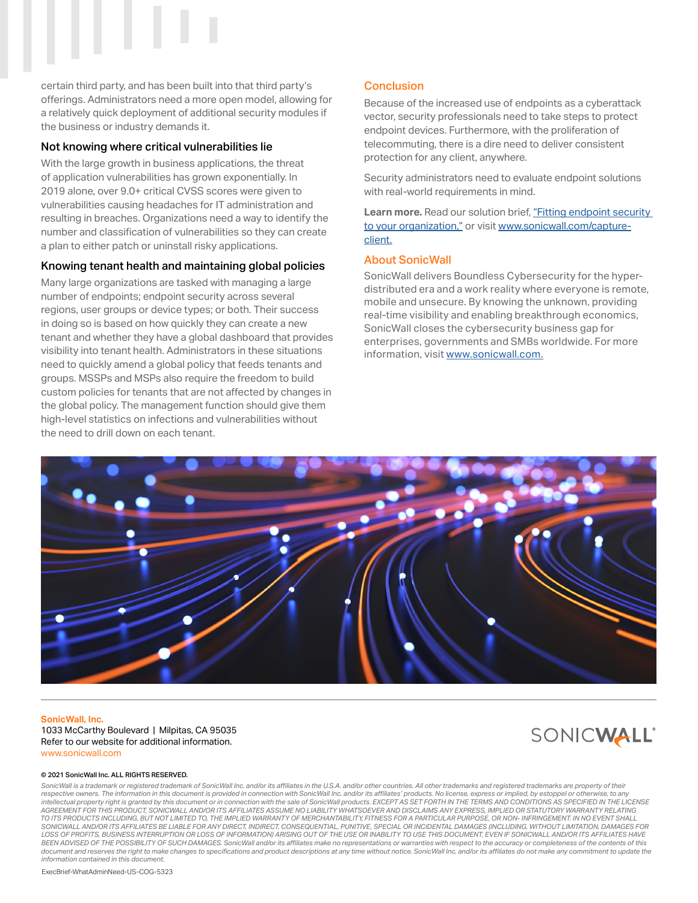certain third party, and has been built into that third party's offerings. Administrators need a more open model, allowing for a relatively quick deployment of additional security modules if the business or industry demands it.

### Not knowing where critical vulnerabilities lie

With the large growth in business applications, the threat of application vulnerabilities has grown exponentially. In 2019 alone, over 9.0+ critical CVSS scores were given to vulnerabilities causing headaches for IT administration and resulting in breaches. Organizations need a way to identify the number and classification of vulnerabilities so they can create a plan to either patch or uninstall risky applications.

### Knowing tenant health and maintaining global policies

Many large organizations are tasked with managing a large number of endpoints; endpoint security across several regions, user groups or device types; or both. Their success in doing so is based on how quickly they can create a new tenant and whether they have a global dashboard that provides visibility into tenant health. Administrators in these situations need to quickly amend a global policy that feeds tenants and groups. MSSPs and MSPs also require the freedom to build custom policies for tenants that are not affected by changes in the global policy. The management function should give them high-level statistics on infections and vulnerabilities without the need to drill down on each tenant.

## Conclusion

Because of the increased use of endpoints as a cyberattack vector, security professionals need to take steps to protect endpoint devices. Furthermore, with the proliferation of telecommuting, there is a dire need to deliver consistent protection for any client, anywhere.

Security administrators need to evaluate endpoint solutions with real-world requirements in mind.

**Learn more.** Read our solution brief, "Fitting endpoint security to your organization," or visit www.sonicwall.com/capture-client.

## About SonicWall

SonicWall delivers Boundless Cybersecurity for the hyper-distributed era and a work reality where everyone is remote, mobile and unsecure. By knowing the unknown, providing real-time visibility and enabling breakthrough economics, SonicWall closes the cybersecurity business gap for enterprises, governments and SMBs worldwide. For more information, visit www.sonicwall.com.

**SonicWall, Inc.**
1033 McCarthy Boulevard | Milpitas, CA 95035
Refer to our website for additional information.
www.sonicwall.com

SONICWALL®

© 2021 SonicWall Inc. ALL RIGHTS RESERVED.

*SonicWall is a trademark or registered trademark of SonicWall Inc. and/or its affiliates in the U.S.A. and/or other countries. All other trademarks and registered trademarks are property of their respective owners. The information in this document is provided in connection with SonicWall Inc. and/or its affiliates' products. No license, express or implied, by estoppel or otherwise, to any intellectual property right is granted by this document or in connection with the sale of SonicWall products. EXCEPT AS SET FORTH IN THE TERMS AND CONDITIONS AS SPECIFIED IN THE LICENSE AGREEMENT FOR THIS PRODUCT, SONICWALL AND/OR ITS AFFILIATES ASSUME NO LIABILITY WHATSOEVER AND DISCLAIMS ANY EXPRESS, IMPLIED OR STATUTORY WARRANTY RELATING TO ITS PRODUCTS INCLUDING, BUT NOT LIMITED TO, THE IMPLIED WARRANTY OF MERCHANTABILITY, FITNESS FOR A PARTICULAR PURPOSE, OR NON- INFRINGEMENT. IN NO EVENT SHALL SONICWALL AND/OR ITS AFFILIATES BE LIABLE FOR ANY DIRECT, INDIRECT, CONSEQUENTIAL, PUNITIVE, SPECIAL OR INCIDENTAL DAMAGES (INCLUDING, WITHOUT LIMITATION, DAMAGES FOR LOSS OF PROFITS, BUSINESS INTERRUPTION OR LOSS OF INFORMATION) ARISING OUT OF THE USE OR INABILITY TO USE THIS DOCUMENT, EVEN IF SONICWALL AND/OR ITS AFFILIATES HAVE BEEN ADVISED OF THE POSSIBILITY OF SUCH DAMAGES. SonicWall and/or its affiliates make no representations or warranties with respect to the accuracy or completeness of the contents of this document and reserves the right to make changes to specifications and product descriptions at any time without notice. SonicWall Inc. and/or its affiliates do not make any commitment to update the information contained in this document.*

ExecBrief-WhatAdminNeed-US-COG-5323